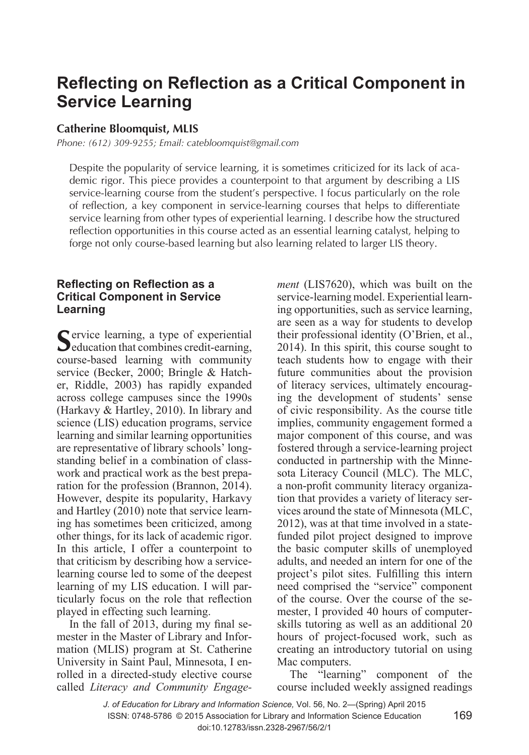# Reflecting on Reflection as a Critical Component in Service Learning

**Catherine Bloomquist, MLIS**

*Phone: (612) 309-9255; Email: catebloomquist@gmail.com*

Despite the popularity of service learning, it is sometimes criticized for its lack of academic rigor. This piece provides a counterpoint to that argument by describing a LIS service-learning course from the student's perspective. I focus particularly on the role of reflection, a key component in service-learning courses that helps to differentiate service learning from other types of experiential learning. I describe how the structured reflection opportunities in this course acted as an essential learning catalyst, helping to forge not only course-based learning but also learning related to larger LIS theory.

## Reflecting on Reflection as a Critical Component in Service Learning

Service learning, a type of experiential education that combines credit-earning, course-based learning with community service (Becker, 2000; Bringle & Hatcher, Riddle, 2003) has rapidly expanded across college campuses since the 1990s (Harkavy & Hartley, 2010). In library and science (LIS) education programs, service learning and similar learning opportunities are representative of library schools' long-standing belief in a combination of classwork and practical work as the best preparation for the profession (Brannon, 2014). However, despite its popularity, Harkavy and Hartley (2010) note that service learning has sometimes been criticized, among other things, for its lack of academic rigor. In this article, I offer a counterpoint to that criticism by describing how a service-learning course led to some of the deepest learning of my LIS education. I will particularly focus on the role that reflection played in effecting such learning.

In the fall of 2013, during my final semester in the Master of Library and Information (MLIS) program at St. Catherine University in Saint Paul, Minnesota, I enrolled in a directed-study elective course called *Literacy and Community Engagement* (LIS7620), which was built on the service-learning model. Experiential learning opportunities, such as service learning, are seen as a way for students to develop their professional identity (O'Brien, et al., 2014). In this spirit, this course sought to teach students how to engage with their future communities about the provision of literacy services, ultimately encouraging the development of students' sense of civic responsibility. As the course title implies, community engagement formed a major component of this course, and was fostered through a service-learning project conducted in partnership with the Minnesota Literacy Council (MLC). The MLC, a non-profit community literacy organization that provides a variety of literacy services around the state of Minnesota (MLC, 2012), was at that time involved in a state-funded pilot project designed to improve the basic computer skills of unemployed adults, and needed an intern for one of the project's pilot sites. Fulfilling this intern need comprised the "service" component of the course. Over the course of the semester, I provided 40 hours of computer-skills tutoring as well as an additional 20 hours of project-focused work, such as creating an introductory tutorial on using Mac computers.

The "learning" component of the course included weekly assigned readings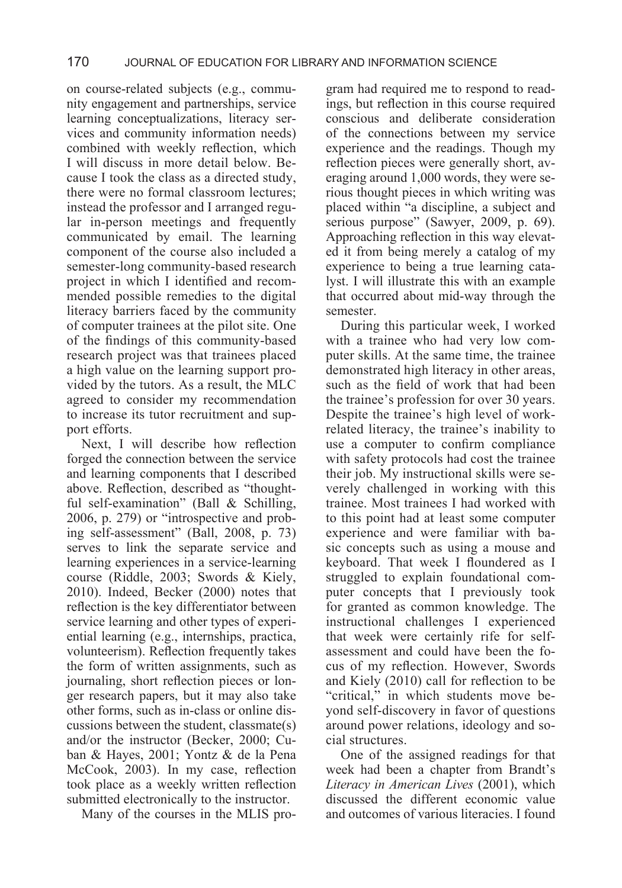on course-related subjects (e.g., community engagement and partnerships, service learning conceptualizations, literacy services and community information needs) combined with weekly reflection, which I will discuss in more detail below. Because I took the class as a directed study, there were no formal classroom lectures; instead the professor and I arranged regular in-person meetings and frequently communicated by email. The learning component of the course also included a semester-long community-based research project in which I identified and recommended possible remedies to the digital literacy barriers faced by the community of computer trainees at the pilot site. One of the findings of this community-based research project was that trainees placed a high value on the learning support provided by the tutors. As a result, the MLC agreed to consider my recommendation to increase its tutor recruitment and support efforts.

Next, I will describe how reflection forged the connection between the service and learning components that I described above. Reflection, described as "thoughtful self-examination" (Ball & Schilling, 2006, p. 279) or "introspective and probing self-assessment" (Ball, 2008, p. 73) serves to link the separate service and learning experiences in a service-learning course (Riddle, 2003; Swords & Kiely, 2010). Indeed, Becker (2000) notes that reflection is the key differentiator between service learning and other types of experiential learning (e.g., internships, practica, volunteerism). Reflection frequently takes the form of written assignments, such as journaling, short reflection pieces or longer research papers, but it may also take other forms, such as in-class or online discussions between the student, classmate(s) and/or the instructor (Becker, 2000; Cuban & Hayes, 2001; Yontz & de la Pena McCook, 2003). In my case, reflection took place as a weekly written reflection submitted electronically to the instructor.

Many of the courses in the MLIS program had required me to respond to readings, but reflection in this course required conscious and deliberate consideration of the connections between my service experience and the readings. Though my reflection pieces were generally short, averaging around 1,000 words, they were serious thought pieces in which writing was placed within "a discipline, a subject and serious purpose" (Sawyer, 2009, p. 69). Approaching reflection in this way elevated it from being merely a catalog of my experience to being a true learning catalyst. I will illustrate this with an example that occurred about mid-way through the semester.

During this particular week, I worked with a trainee who had very low computer skills. At the same time, the trainee demonstrated high literacy in other areas, such as the field of work that had been the trainee's profession for over 30 years. Despite the trainee's high level of work-related literacy, the trainee's inability to use a computer to confirm compliance with safety protocols had cost the trainee their job. My instructional skills were severely challenged in working with this trainee. Most trainees I had worked with to this point had at least some computer experience and were familiar with basic concepts such as using a mouse and keyboard. That week I floundered as I struggled to explain foundational computer concepts that I previously took for granted as common knowledge. The instructional challenges I experienced that week were certainly rife for self-assessment and could have been the focus of my reflection. However, Swords and Kiely (2010) call for reflection to be "critical," in which students move beyond self-discovery in favor of questions around power relations, ideology and social structures.

One of the assigned readings for that week had been a chapter from Brandt's *Literacy in American Lives* (2001), which discussed the different economic value and outcomes of various literacies. I found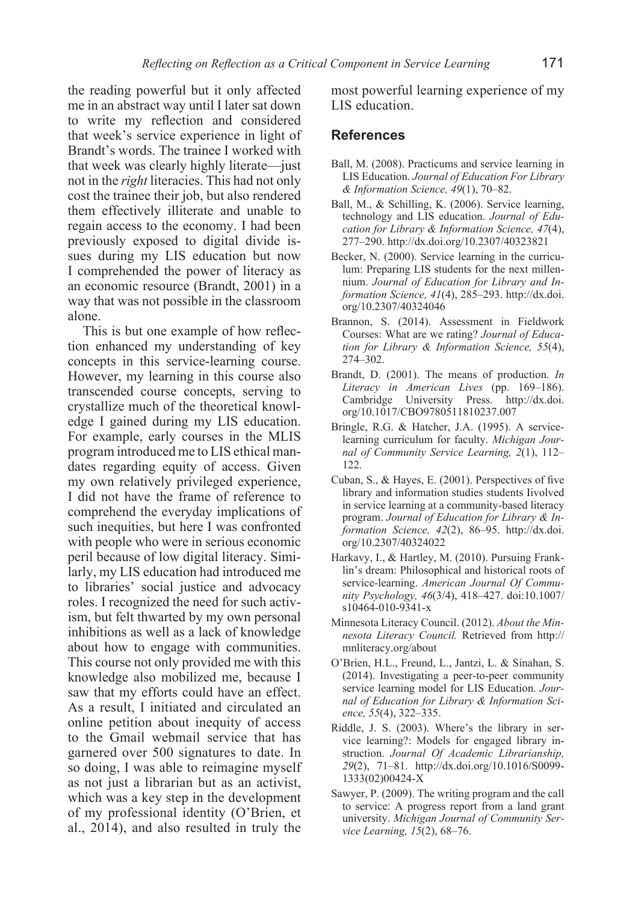the reading powerful but it only affected me in an abstract way until I later sat down to write my reflection and considered that week's service experience in light of Brandt's words. The trainee I worked with that week was clearly highly literate—just not in the *right* literacies. This had not only cost the trainee their job, but also rendered them effectively illiterate and unable to regain access to the economy. I had been previously exposed to digital divide issues during my LIS education but now I comprehended the power of literacy as an economic resource (Brandt, 2001) in a way that was not possible in the classroom alone.

This is but one example of how reflection enhanced my understanding of key concepts in this service-learning course. However, my learning in this course also transcended course concepts, serving to crystallize much of the theoretical knowledge I gained during my LIS education. For example, early courses in the MLIS program introduced me to LIS ethical mandates regarding equity of access. Given my own relatively privileged experience, I did not have the frame of reference to comprehend the everyday implications of such inequities, but here I was confronted with people who were in serious economic peril because of low digital literacy. Similarly, my LIS education had introduced me to libraries' social justice and advocacy roles. I recognized the need for such activism, but felt thwarted by my own personal inhibitions as well as a lack of knowledge about how to engage with communities. This course not only provided me with this knowledge also mobilized me, because I saw that my efforts could have an effect. As a result, I initiated and circulated an online petition about inequity of access to the Gmail webmail service that has garnered over 500 signatures to date. In so doing, I was able to reimagine myself as not just a librarian but as an activist, which was a key step in the development of my professional identity (O'Brien, et al., 2014), and also resulted in truly the most powerful learning experience of my LIS education.

## References

Ball, M. (2008). Practicums and service learning in LIS Education. *Journal of Education For Library & Information Science, 49*(1), 70–82.

Ball, M., & Schilling, K. (2006). Service learning, technology and LIS education. *Journal of Education for Library & Information Science, 47*(4), 277–290. http://dx.doi.org/10.2307/40323821

Becker, N. (2000). Service learning in the curriculum: Preparing LIS students for the next millennium. *Journal of Education for Library and Information Science, 41*(4), 285–293. http://dx.doi.org/10.2307/40324046

Brannon, S. (2014). Assessment in Fieldwork Courses: What are we rating? *Journal of Education for Library & Information Science, 55*(4), 274–302.

Brandt, D. (2001). The means of production. *In Literacy in American Lives* (pp. 169–186). Cambridge University Press. http://dx.doi.org/10.1017/CBO9780511810237.007

Bringle, R.G. & Hatcher, J.A. (1995). A service-learning curriculum for faculty. *Michigan Journal of Community Service Learning, 2*(1), 112–122.

Cuban, S., & Hayes, E. (2001). Perspectives of five library and information studies students Iivolved in service learning at a community-based literacy program. *Journal of Education for Library & Information Science, 42*(2), 86–95. http://dx.doi.org/10.2307/40324022

Harkavy, I., & Hartley, M. (2010). Pursuing Franklin's dream: Philosophical and historical roots of service-learning. *American Journal Of Community Psychology, 46*(3/4), 418–427. doi:10.1007/s10464-010-9341-x

Minnesota Literacy Council. (2012). *About the Minnesota Literacy Council.* Retrieved from http://mnliteracy.org/about

O'Brien, H.L., Freund, L., Jantzi, L. & Sinahan, S. (2014). Investigating a peer-to-peer community service learning model for LIS Education. *Journal of Education for Library & Information Science, 55*(4), 322–335.

Riddle, J. S. (2003). Where's the library in service learning?: Models for engaged library instruction. *Journal Of Academic Librarianship, 29*(2), 71–81. http://dx.doi.org/10.1016/S0099-1333(02)00424-X

Sawyer, P. (2009). The writing program and the call to service: A progress report from a land grant university. *Michigan Journal of Community Service Learning, 15*(2), 68–76.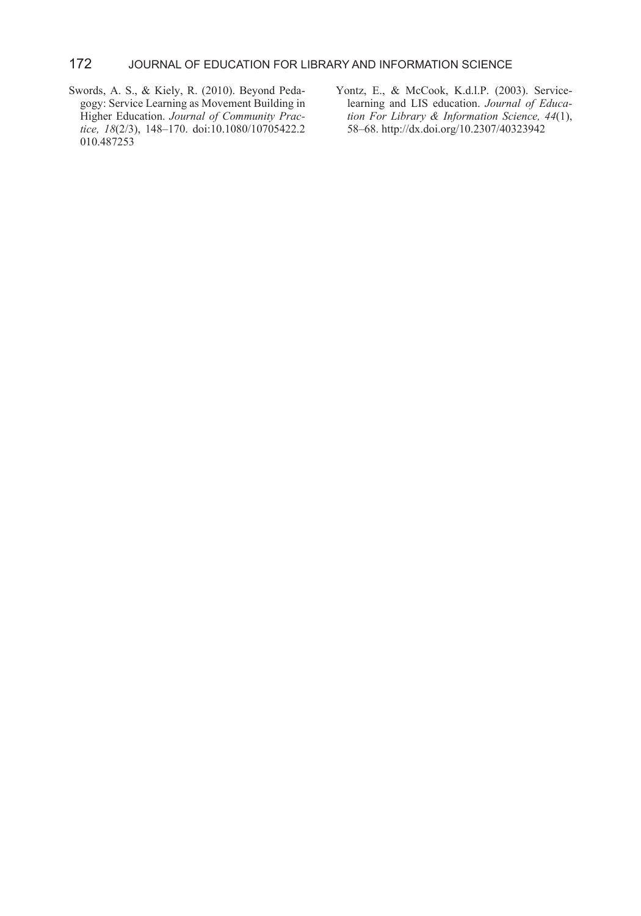Swords, A. S., & Kiely, R. (2010). Beyond Pedagogy: Service Learning as Movement Building in Higher Education. *Journal of Community Practice, 18*(2/3), 148–170. doi:10.1080/10705422.2010.487253

Yontz, E., & McCook, K.d.l.P. (2003). Service-learning and LIS education. *Journal of Education For Library & Information Science, 44*(1), 58–68. http://dx.doi.org/10.2307/40323942